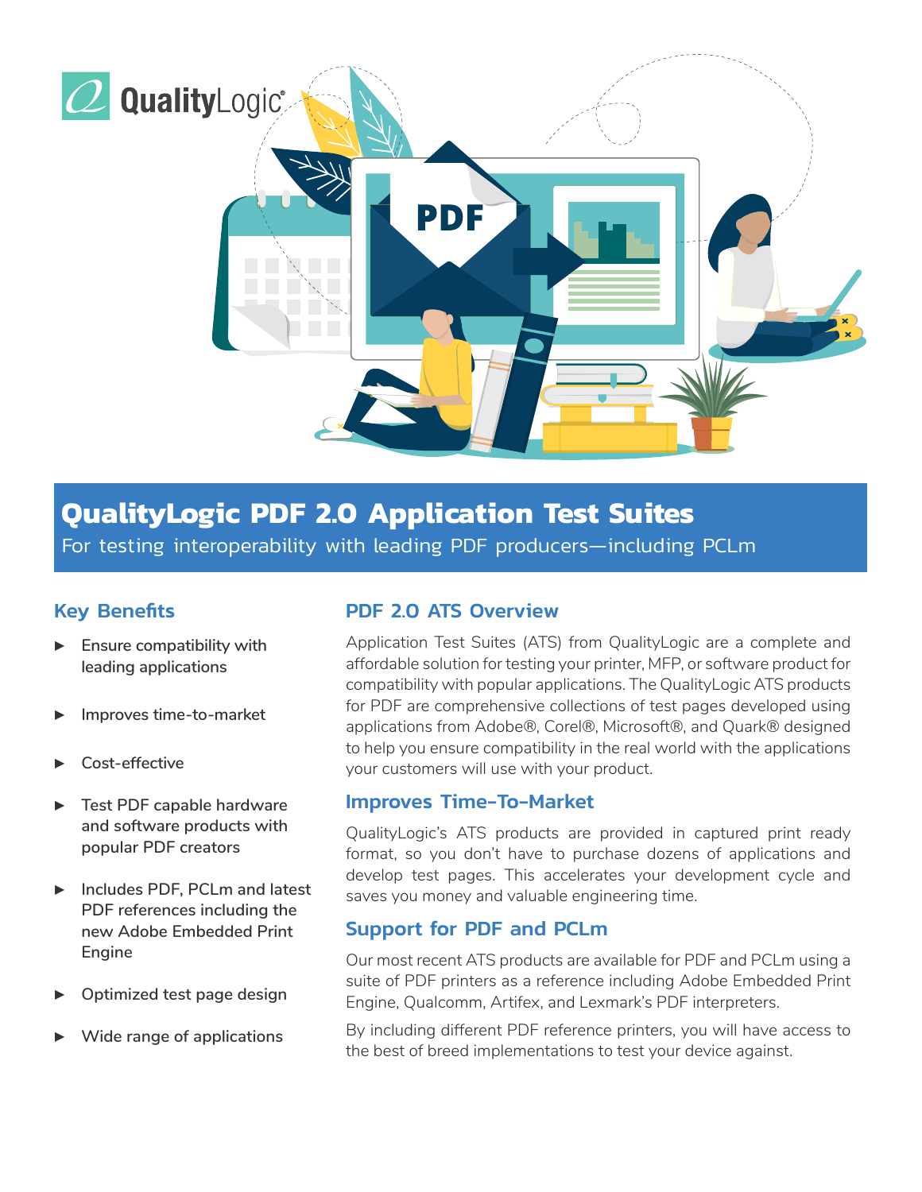# QualityLogic PDF 2.0 Application Test Suites

For testing interoperability with leading PDF producers—including PCLm

## Key Benefits

- Ensure compatibility with leading applications
- Improves time-to-market
- Cost-effective
- Test PDF capable hardware and software products with popular PDF creators
- Includes PDF, PCLm and latest PDF references including the new Adobe Embedded Print Engine
- Optimized test page design
- Wide range of applications

## PDF 2.0 ATS Overview

Application Test Suites (ATS) from QualityLogic are a complete and affordable solution for testing your printer, MFP, or software product for compatibility with popular applications. The QualityLogic ATS products for PDF are comprehensive collections of test pages developed using applications from Adobe®, Corel®, Microsoft®, and Quark® designed to help you ensure compatibility in the real world with the applications your customers will use with your product.

## Improves Time-To-Market

QualityLogic's ATS products are provided in captured print ready format, so you don't have to purchase dozens of applications and develop test pages. This accelerates your development cycle and saves you money and valuable engineering time.

## Support for PDF and PCLm

Our most recent ATS products are available for PDF and PCLm using a suite of PDF printers as a reference including Adobe Embedded Print Engine, Qualcomm, Artifex, and Lexmark's PDF interpreters.

By including different PDF reference printers, you will have access to the best of breed implementations to test your device against.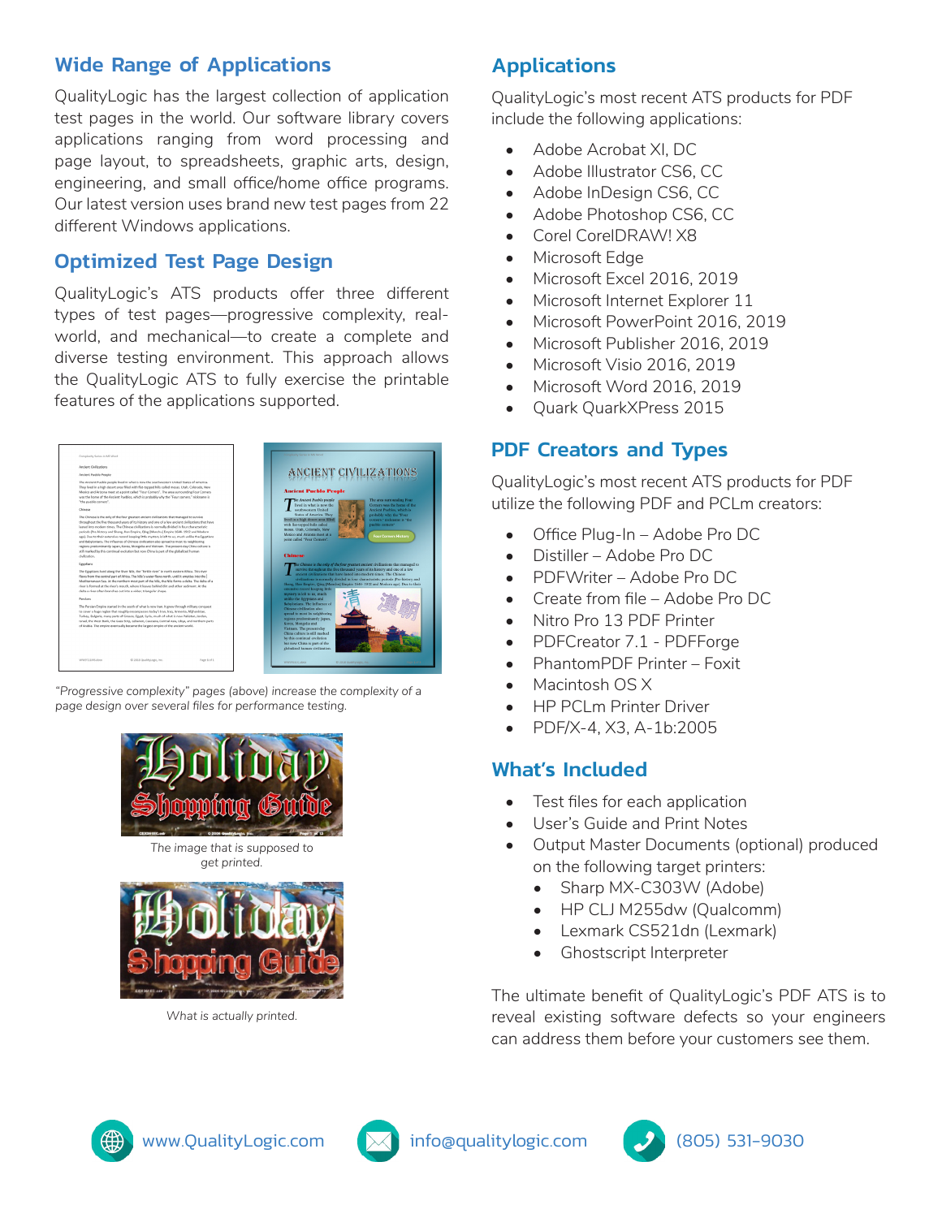## Wide Range of Applications

QualityLogic has the largest collection of application test pages in the world. Our software library covers applications ranging from word processing and page layout, to spreadsheets, graphic arts, design, engineering, and small office/home office programs. Our latest version uses brand new test pages from 22 different Windows applications.

## Optimized Test Page Design

QualityLogic's ATS products offer three different types of test pages—progressive complexity, real-world, and mechanical—to create a complete and diverse testing environment. This approach allows the QualityLogic ATS to fully exercise the printable features of the applications supported.

*"Progressive complexity" pages (above) increase the complexity of a page design over several files for performance testing.*

The image that is supposed to get printed.

What is actually printed.

## Applications

QualityLogic's most recent ATS products for PDF include the following applications:

- Adobe Acrobat XI, DC
- Adobe Illustrator CS6, CC
- Adobe InDesign CS6, CC
- Adobe Photoshop CS6, CC
- Corel CorelDRAW! X8
- Microsoft Edge
- Microsoft Excel 2016, 2019
- Microsoft Internet Explorer 11
- Microsoft PowerPoint 2016, 2019
- Microsoft Publisher 2016, 2019
- Microsoft Visio 2016, 2019
- Microsoft Word 2016, 2019
- Quark QuarkXPress 2015

## PDF Creators and Types

QualityLogic's most recent ATS products for PDF utilize the following PDF and PCLm creators:

- Office Plug-In – Adobe Pro DC
- Distiller – Adobe Pro DC
- PDFWriter – Adobe Pro DC
- Create from file – Adobe Pro DC
- Nitro Pro 13 PDF Printer
- PDFCreator 7.1 - PDFForge
- PhantomPDF Printer – Foxit
- Macintosh OS X
- HP PCLm Printer Driver
- PDF/X-4, X3, A-1b:2005

## What's Included

- Test files for each application
- User's Guide and Print Notes
- Output Master Documents (optional) produced on the following target printers:
  - Sharp MX-C303W (Adobe)
  - HP CLJ M255dw (Qualcomm)
  - Lexmark CS521dn (Lexmark)
  - Ghostscript Interpreter

The ultimate benefit of QualityLogic's PDF ATS is to reveal existing software defects so your engineers can address them before your customers see them.

www.QualityLogic.com info@qualitylogic.com (805) 531-9030